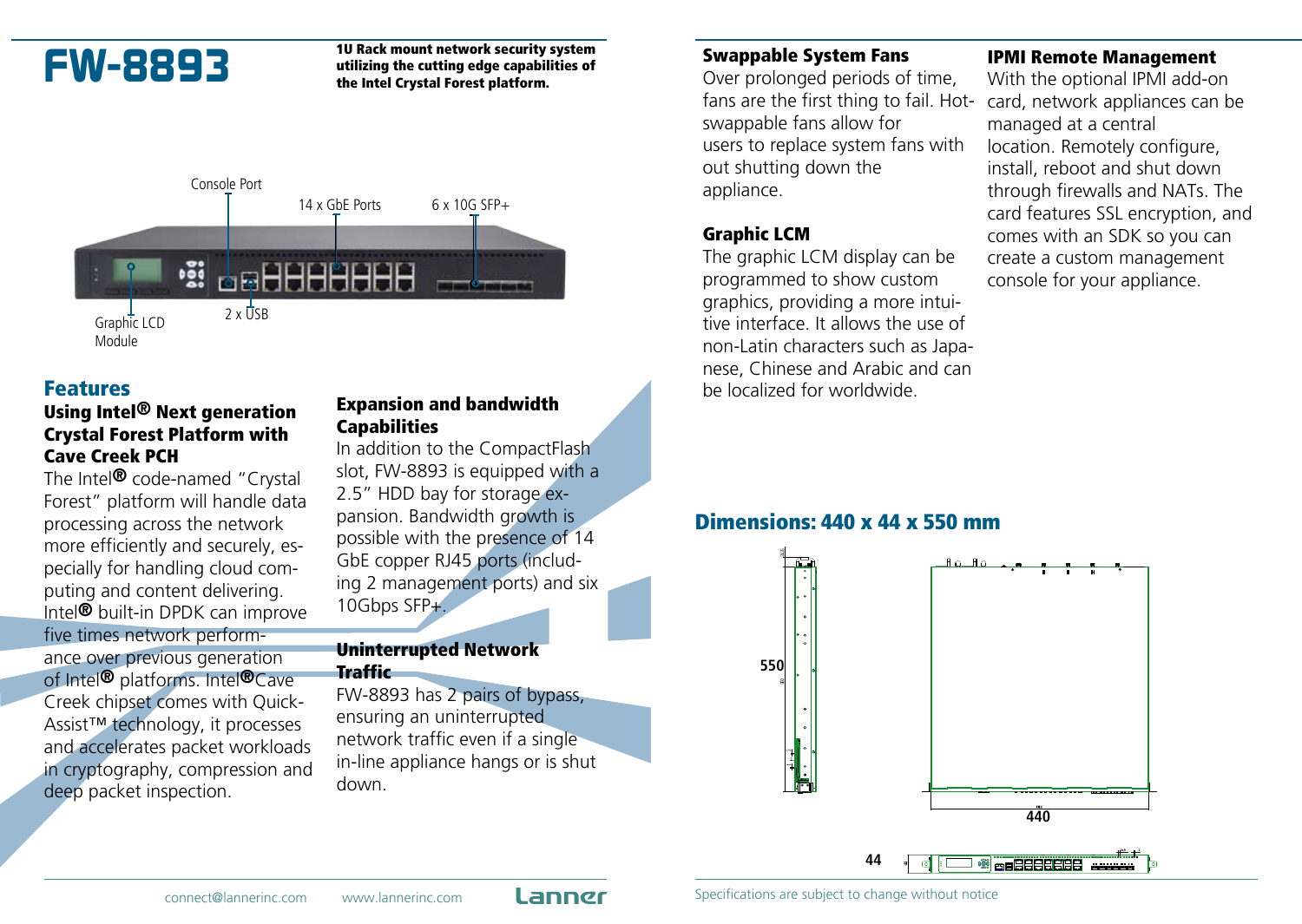# FW-8893

**1U Rack mount network security system utilizing the cutting edge capabilities of the Intel Crystal Forest platform.**

Console Port

14 x GbE Ports

6 x 10G SFP+

Graphic LCD Module

2 x USB

## Features

### Using Intel® Next generation Crystal Forest Platform with Cave Creek PCH

The Intel® code-named "Crystal Forest" platform will handle data processing across the network more efficiently and securely, especially for handling cloud computing and content delivering. Intel® built-in DPDK can improve five times network performance over previous generation of Intel® platforms. Intel® Cave Creek chipset comes with QuickAssist™ technology, it processes and accelerates packet workloads in cryptography, compression and deep packet inspection.

### Expansion and bandwidth Capabilities

In addition to the CompactFlash slot, FW-8893 is equipped with a 2.5" HDD bay for storage expansion. Bandwidth growth is possible with the presence of 14 GbE copper RJ45 ports (including 2 management ports) and six 10Gbps SFP+.

### Uninterrupted Network Traffic

FW-8893 has 2 pairs of bypass, ensuring an uninterrupted network traffic even if a single in-line appliance hangs or is shut down.

### Swappable System Fans

Over prolonged periods of time, fans are the first thing to fail. Hot-swappable fans allow for users to replace system fans with out shutting down the appliance.

### Graphic LCM

The graphic LCM display can be programmed to show custom graphics, providing a more intuitive interface. It allows the use of non-Latin characters such as Japanese, Chinese and Arabic and can be localized for worldwide.

### IPMI Remote Management

With the optional IPMI add-on card, network appliances can be managed at a central location. Remotely configure, install, reboot and shut down through firewalls and NATs. The card features SSL encryption, and comes with an SDK so you can create a custom management console for your appliance.

## Dimensions: 440 x 44 x 550 mm

550

440

44

connect@lannerinc.com www.lannerinc.com

Specifications are subject to change without notice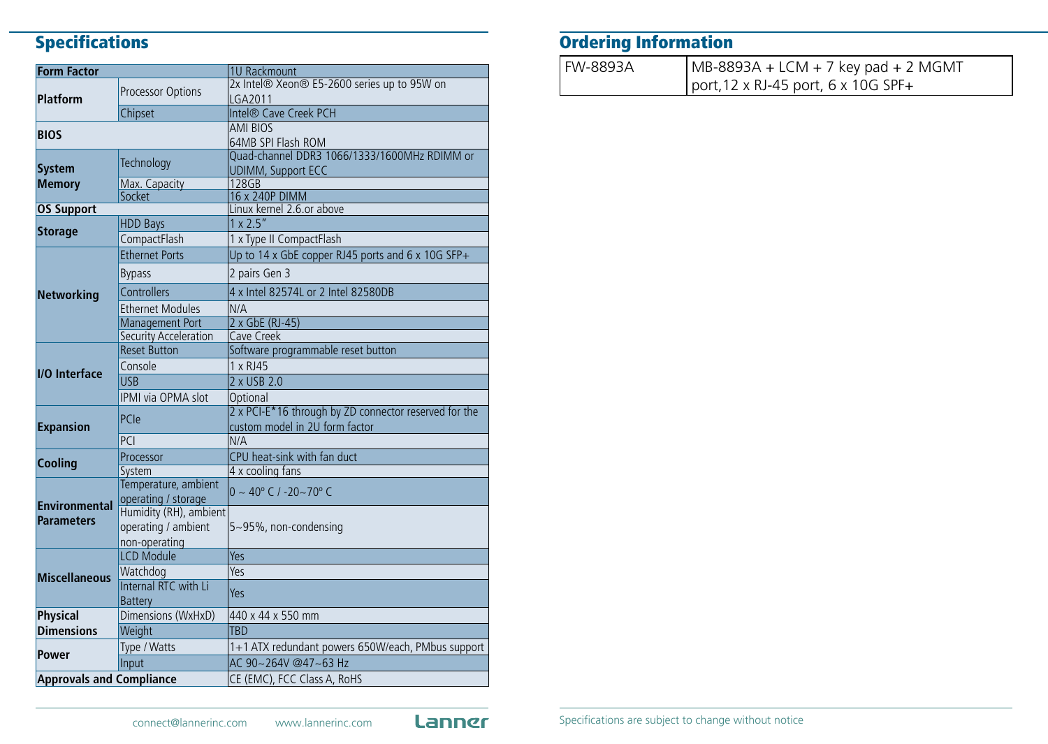## Specifications

| | | |
|---|---|---|
| **Form Factor** | | 1U Rackmount |
| **Platform** | Processor Options | 2x Intel® Xeon® E5-2600 series up to 95W on LGA2011 |
| | Chipset | Intel® Cave Creek PCH |
| **BIOS** | | AMI BIOS 64MB SPI Flash ROM |
| **System Memory** | Technology | Quad-channel DDR3 1066/1333/1600MHz RDIMM or UDIMM, Support ECC |
| | Max. Capacity | 128GB |
| | Socket | 16 x 240P DIMM |
| **OS Support** | | Linux kernel 2.6.or above |
| **Storage** | HDD Bays | 1 x 2.5" |
| | CompactFlash | 1 x Type II CompactFlash |
| **Networking** | Ethernet Ports | Up to 14 x GbE copper RJ45 ports and 6 x 10G SFP+ |
| | Bypass | 2 pairs Gen 3 |
| | Controllers | 4 x Intel 82574L or 2 Intel 82580DB |
| | Ethernet Modules | N/A |
| | Management Port | 2 x GbE (RJ-45) |
| | Security Acceleration | Cave Creek |
| **I/O Interface** | Reset Button | Software programmable reset button |
| | Console | 1 x RJ45 |
| | USB | 2 x USB 2.0 |
| | IPMI via OPMA slot | Optional |
| **Expansion** | PCIe | 2 x PCI-E*16 through by ZD connector reserved for the custom model in 2U form factor |
| | PCI | N/A |
| **Cooling** | Processor | CPU heat-sink with fan duct |
| | System | 4 x cooling fans |
| **Environmental Parameters** | Temperature, ambient operating / storage | 0 ~ 40º C / -20~70º C |
| | Humidity (RH), ambient operating / ambient non-operating | 5~95%, non-condensing |
| **Miscellaneous** | LCD Module | Yes |
| | Watchdog | Yes |
| | Internal RTC with Li Battery | Yes |
| **Physical Dimensions** | Dimensions (WxHxD) | 440 x 44 x 550 mm |
| | Weight | TBD |
| **Power** | Type / Watts | 1+1 ATX redundant powers 650W/each, PMbus support |
| | Input | AC 90~264V @47~63 Hz |
| **Approvals and Compliance** | | CE (EMC), FCC Class A, RoHS |

## Ordering Information

| | |
|---|---|
| FW-8893A | MB-8893A + LCM + 7 key pad + 2 MGMT port,12 x RJ-45 port, 6 x 10G SPF+ |

connect@lannerinc.com www.lannerinc.com Lanner

Specifications are subject to change without notice